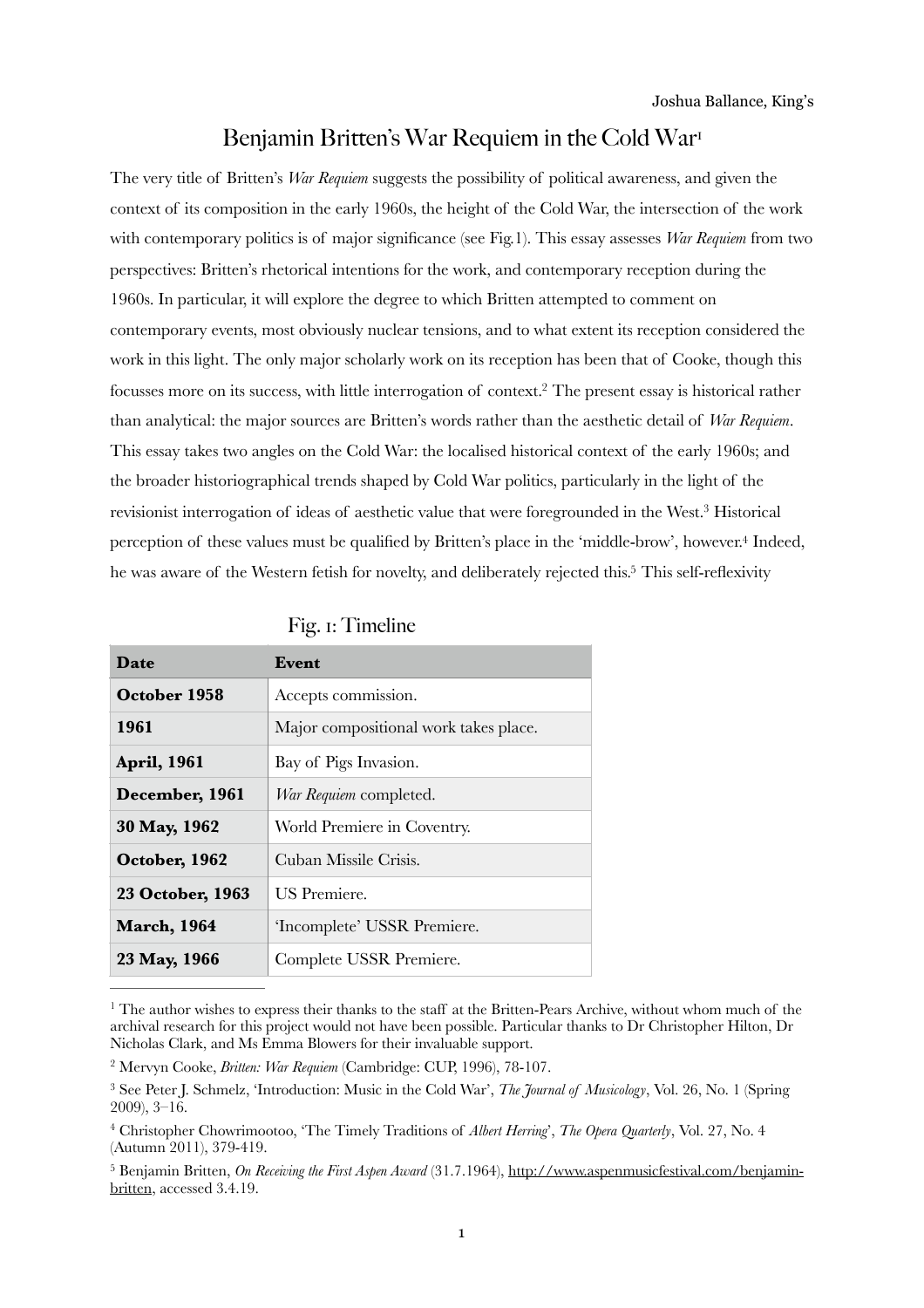Joshua Ballance, King's

# Benjamin Britten's War Requiem in the Cold War[1]

The very title of Britten's *War Requiem* suggests the possibility of political awareness, and given the context of its composition in the early 1960s, the height of the Cold War, the intersection of the work with contemporary politics is of major significance (see Fig.1). This essay assesses *War Requiem* from two perspectives: Britten's rhetorical intentions for the work, and contemporary reception during the 1960s. In particular, it will explore the degree to which Britten attempted to comment on contemporary events, most obviously nuclear tensions, and to what extent its reception considered the work in this light. The only major scholarly work on its reception has been that of Cooke, though this focusses more on its success, with little interrogation of context.[2] The present essay is historical rather than analytical: the major sources are Britten's words rather than the aesthetic detail of *War Requiem*. This essay takes two angles on the Cold War: the localised historical context of the early 1960s; and the broader historiographical trends shaped by Cold War politics, particularly in the light of the revisionist interrogation of ideas of aesthetic value that were foregrounded in the West.[3] Historical perception of these values must be qualified by Britten's place in the 'middle-brow', however.[4] Indeed, he was aware of the Western fetish for novelty, and deliberately rejected this.[5] This self-reflexivity

Fig. 1: Timeline

| Date | Event |
|---|---|
| **October 1958** | Accepts commission. |
| **1961** | Major compositional work takes place. |
| **April, 1961** | Bay of Pigs Invasion. |
| **December, 1961** | *War Requiem* completed. |
| **30 May, 1962** | World Premiere in Coventry. |
| **October, 1962** | Cuban Missile Crisis. |
| **23 October, 1963** | US Premiere. |
| **March, 1964** | 'Incomplete' USSR Premiere. |
| **23 May, 1966** | Complete USSR Premiere. |

---

[1] The author wishes to express their thanks to the staff at the Britten-Pears Archive, without whom much of the archival research for this project would not have been possible. Particular thanks to Dr Christopher Hilton, Dr Nicholas Clark, and Ms Emma Blowers for their invaluable support.

[2] Mervyn Cooke, *Britten: War Requiem* (Cambridge: CUP, 1996), 78-107.

[3] See Peter J. Schmelz, 'Introduction: Music in the Cold War', *The Journal of Musicology*, Vol. 26, No. 1 (Spring 2009), 3–16.

[4] Christopher Chowrimootoo, 'The Timely Traditions of *Albert Herring*', *The Opera Quarterly*, Vol. 27, No. 4 (Autumn 2011), 379-419.

[5] Benjamin Britten, *On Receiving the First Aspen Award* (31.7.1964), http://www.aspenmusicfestival.com/benjamin-britten, accessed 3.4.19.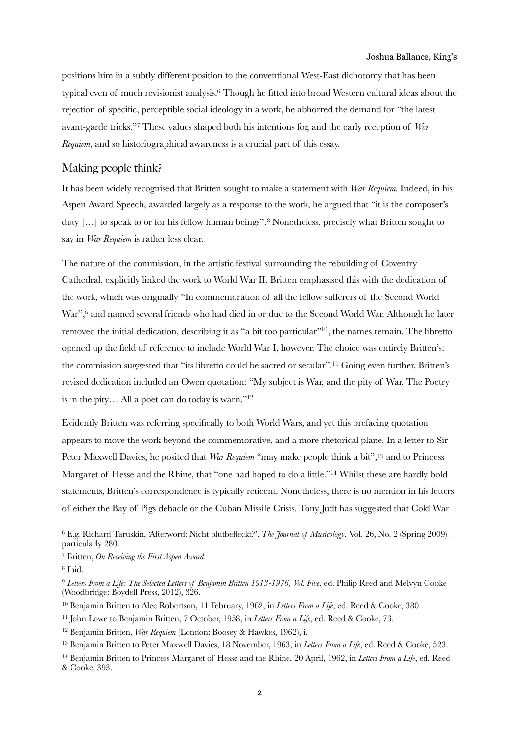positions him in a subtly different position to the conventional West-East dichotomy that has been typical even of much revisionist analysis.[6] Though he fitted into broad Western cultural ideas about the rejection of specific, perceptible social ideology in a work, he abhorred the demand for "the latest avant-garde tricks."[7] These values shaped both his intentions for, and the early reception of *War Requiem*, and so historiographical awareness is a crucial part of this essay.

## Making people think?

It has been widely recognised that Britten sought to make a statement with *War Requiem.* Indeed, in his Aspen Award Speech, awarded largely as a response to the work, he argued that "it is the composer's duty […] to speak to or for his fellow human beings".[8] Nonetheless, precisely what Britten sought to say in *War Requiem* is rather less clear.

The nature of the commission, in the artistic festival surrounding the rebuilding of Coventry Cathedral, explicitly linked the work to World War II. Britten emphasised this with the dedication of the work, which was originally "In commemoration of all the fellow sufferers of the Second World War",[9] and named several friends who had died in or due to the Second World War. Although he later removed the initial dedication, describing it as "a bit too particular"[10], the names remain. The libretto opened up the field of reference to include World War I, however. The choice was entirely Britten's: the commission suggested that "its libretto could be sacred or secular".[11] Going even further, Britten's revised dedication included an Owen quotation: "My subject is War, and the pity of War. The Poetry is in the pity… All a poet can do today is warn."[12]

Evidently Britten was referring specifically to both World Wars, and yet this prefacing quotation appears to move the work beyond the commemorative, and a more rhetorical plane. In a letter to Sir Peter Maxwell Davies, he posited that *War Requiem* "may make people think a bit",[13] and to Princess Margaret of Hesse and the Rhine, that "one had hoped to do a little."[14] Whilst these are hardly bold statements, Britten's correspondence is typically reticent. Nonetheless, there is no mention in his letters of either the Bay of Pigs debacle or the Cuban Missile Crisis. Tony Judt has suggested that Cold War

---

[6] E.g. Richard Taruskin, 'Afterword: Nicht blutbefleckt?', *The Journal of Musicology*, Vol. 26, No. 2 (Spring 2009), particularly 280.

[7] Britten, *On Receiving the First Aspen Award*.

[8] Ibid.

[9] *Letters From a Life: The Selected Letters of Benjamin Britten 1913-1976, Vol. Five*, ed. Philip Reed and Melvyn Cooke (Woodbridge: Boydell Press, 2012), 326.

[10] Benjamin Britten to Alec Robertson, 11 February, 1962, in *Letters From a Life*, ed. Reed & Cooke, 380.

[11] John Lowe to Benjamin Britten, 7 October, 1958, in *Letters From a Life*, ed. Reed & Cooke, 73.

[12] Benjamin Britten, *War Requiem* (London: Boosey & Hawkes, 1962), i.

[13] Benjamin Britten to Peter Maxwell Davies, 18 November, 1963, in *Letters From a Life*, ed. Reed & Cooke, 523.

[14] Benjamin Britten to Princess Margaret of Hesse and the Rhine, 20 April, 1962, in *Letters From a Life*, ed. Reed & Cooke, 393.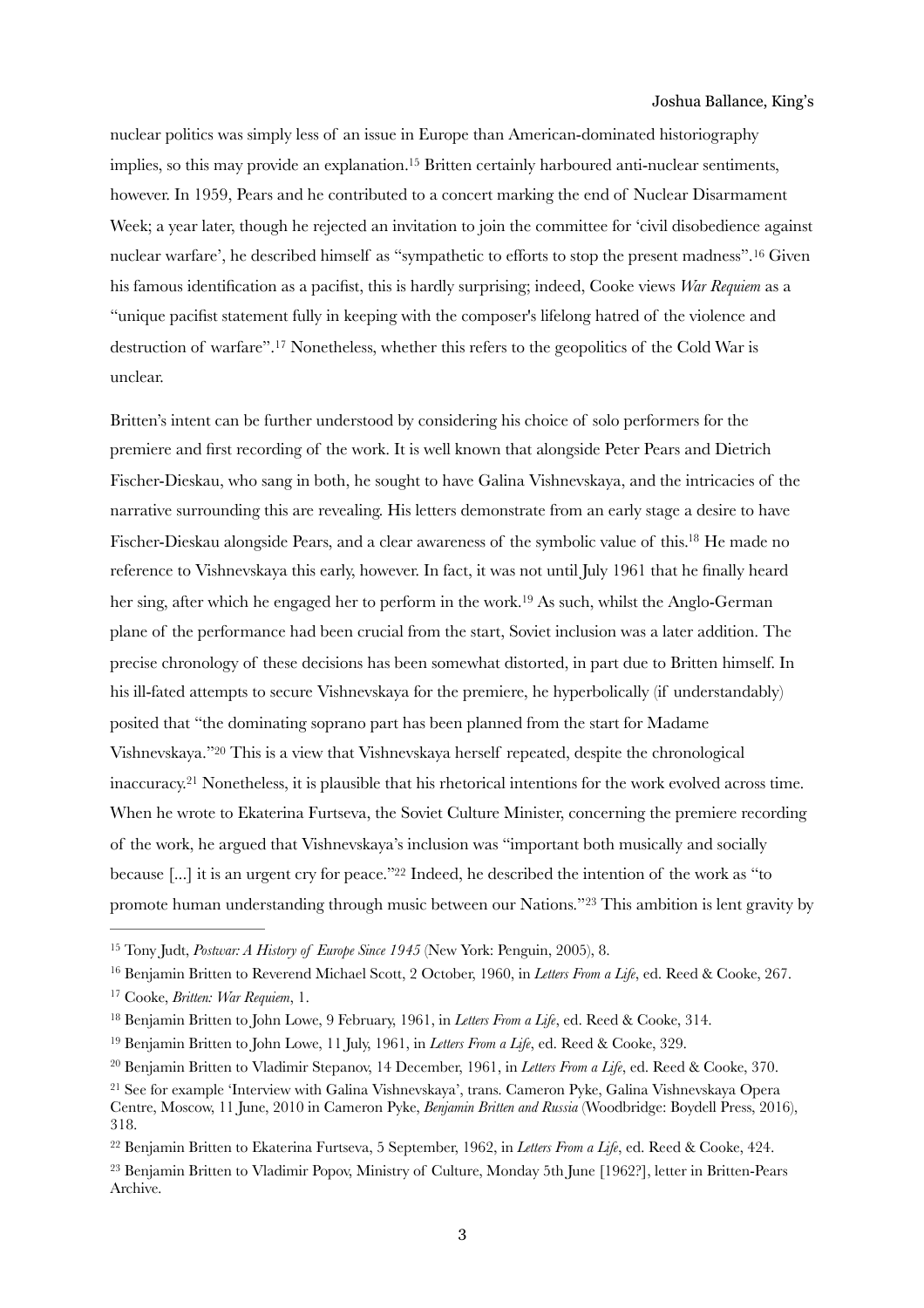nuclear politics was simply less of an issue in Europe than American-dominated historiography implies, so this may provide an explanation.[15] Britten certainly harboured anti-nuclear sentiments, however. In 1959, Pears and he contributed to a concert marking the end of Nuclear Disarmament Week; a year later, though he rejected an invitation to join the committee for 'civil disobedience against nuclear warfare', he described himself as "sympathetic to efforts to stop the present madness".[16] Given his famous identification as a pacifist, this is hardly surprising; indeed, Cooke views *War Requiem* as a "unique pacifist statement fully in keeping with the composer's lifelong hatred of the violence and destruction of warfare".[17] Nonetheless, whether this refers to the geopolitics of the Cold War is unclear.

Britten's intent can be further understood by considering his choice of solo performers for the premiere and first recording of the work. It is well known that alongside Peter Pears and Dietrich Fischer-Dieskau, who sang in both, he sought to have Galina Vishnevskaya, and the intricacies of the narrative surrounding this are revealing. His letters demonstrate from an early stage a desire to have Fischer-Dieskau alongside Pears, and a clear awareness of the symbolic value of this.[18] He made no reference to Vishnevskaya this early, however. In fact, it was not until July 1961 that he finally heard her sing, after which he engaged her to perform in the work.[19] As such, whilst the Anglo-German plane of the performance had been crucial from the start, Soviet inclusion was a later addition. The precise chronology of these decisions has been somewhat distorted, in part due to Britten himself. In his ill-fated attempts to secure Vishnevskaya for the premiere, he hyperbolically (if understandably) posited that "the dominating soprano part has been planned from the start for Madame Vishnevskaya."[20] This is a view that Vishnevskaya herself repeated, despite the chronological inaccuracy.[21] Nonetheless, it is plausible that his rhetorical intentions for the work evolved across time. When he wrote to Ekaterina Furtseva, the Soviet Culture Minister, concerning the premiere recording of the work, he argued that Vishnevskaya's inclusion was "important both musically and socially because [...] it is an urgent cry for peace."[22] Indeed, he described the intention of the work as "to promote human understanding through music between our Nations."[23] This ambition is lent gravity by

---

[15] Tony Judt, *Postwar: A History of Europe Since 1945* (New York: Penguin, 2005), 8.

[16] Benjamin Britten to Reverend Michael Scott, 2 October, 1960, in *Letters From a Life*, ed. Reed & Cooke, 267.

[17] Cooke, *Britten: War Requiem*, 1.

[18] Benjamin Britten to John Lowe, 9 February, 1961, in *Letters From a Life*, ed. Reed & Cooke, 314.

[19] Benjamin Britten to John Lowe, 11 July, 1961, in *Letters From a Life*, ed. Reed & Cooke, 329.

[20] Benjamin Britten to Vladimir Stepanov, 14 December, 1961, in *Letters From a Life*, ed. Reed & Cooke, 370.

[21] See for example 'Interview with Galina Vishnevskaya', trans. Cameron Pyke, Galina Vishnevskaya Opera Centre, Moscow, 11 June, 2010 in Cameron Pyke, *Benjamin Britten and Russia* (Woodbridge: Boydell Press, 2016), 318.

[22] Benjamin Britten to Ekaterina Furtseva, 5 September, 1962, in *Letters From a Life*, ed. Reed & Cooke, 424.

[23] Benjamin Britten to Vladimir Popov, Ministry of Culture, Monday 5th June [1962?], letter in Britten-Pears Archive.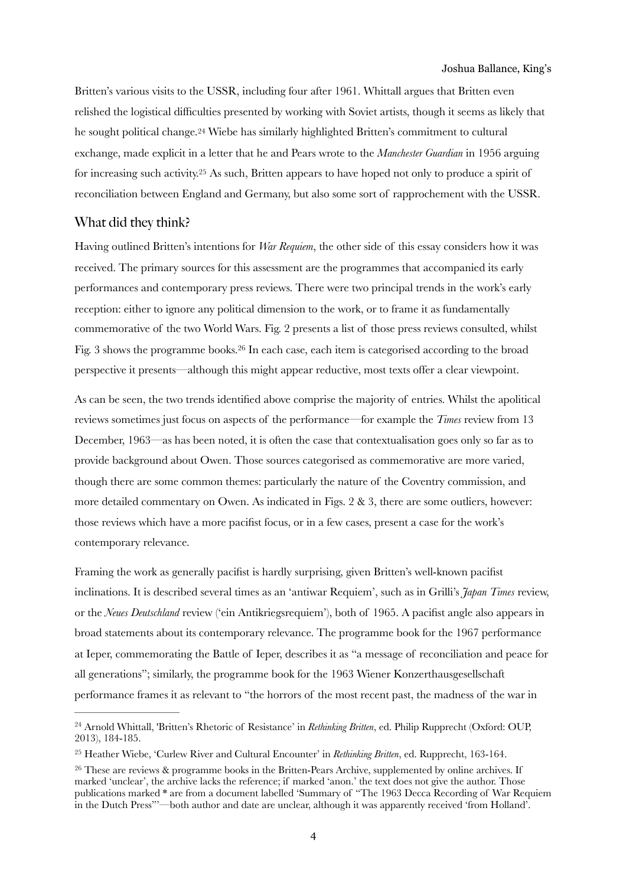Britten's various visits to the USSR, including four after 1961. Whittall argues that Britten even relished the logistical difficulties presented by working with Soviet artists, though it seems as likely that he sought political change.[24] Wiebe has similarly highlighted Britten's commitment to cultural exchange, made explicit in a letter that he and Pears wrote to the *Manchester Guardian* in 1956 arguing for increasing such activity.[25] As such, Britten appears to have hoped not only to produce a spirit of reconciliation between England and Germany, but also some sort of rapprochement with the USSR.

## What did they think?

Having outlined Britten's intentions for *War Requiem*, the other side of this essay considers how it was received. The primary sources for this assessment are the programmes that accompanied its early performances and contemporary press reviews. There were two principal trends in the work's early reception: either to ignore any political dimension to the work, or to frame it as fundamentally commemorative of the two World Wars. Fig. 2 presents a list of those press reviews consulted, whilst Fig. 3 shows the programme books.[26] In each case, each item is categorised according to the broad perspective it presents—although this might appear reductive, most texts offer a clear viewpoint.

As can be seen, the two trends identified above comprise the majority of entries. Whilst the apolitical reviews sometimes just focus on aspects of the performance—for example the *Times* review from 13 December, 1963—as has been noted, it is often the case that contextualisation goes only so far as to provide background about Owen. Those sources categorised as commemorative are more varied, though there are some common themes: particularly the nature of the Coventry commission, and more detailed commentary on Owen. As indicated in Figs. 2 & 3, there are some outliers, however: those reviews which have a more pacifist focus, or in a few cases, present a case for the work's contemporary relevance.

Framing the work as generally pacifist is hardly surprising, given Britten's well-known pacifist inclinations. It is described several times as an 'antiwar Requiem', such as in Grilli's *Japan Times* review, or the *Neues Deutschland* review ('ein Antikriegsrequiem'), both of 1965. A pacifist angle also appears in broad statements about its contemporary relevance. The programme book for the 1967 performance at Ieper, commemorating the Battle of Ieper, describes it as "a message of reconciliation and peace for all generations"; similarly, the programme book for the 1963 Wiener Konzerthausgesellschaft performance frames it as relevant to "the horrors of the most recent past, the madness of the war in

---

[24] Arnold Whittall, 'Britten's Rhetoric of Resistance' in *Rethinking Britten*, ed. Philip Rupprecht (Oxford: OUP, 2013), 184-185.

[25] Heather Wiebe, 'Curlew River and Cultural Encounter' in *Rethinking Britten*, ed. Rupprecht, 163-164.

[26] These are reviews & programme books in the Britten-Pears Archive, supplemented by online archives. If marked 'unclear', the archive lacks the reference; if marked 'anon.' the text does not give the author. Those publications marked * are from a document labelled 'Summary of "The 1963 Decca Recording of War Requiem in the Dutch Press"'—both author and date are unclear, although it was apparently received 'from Holland'.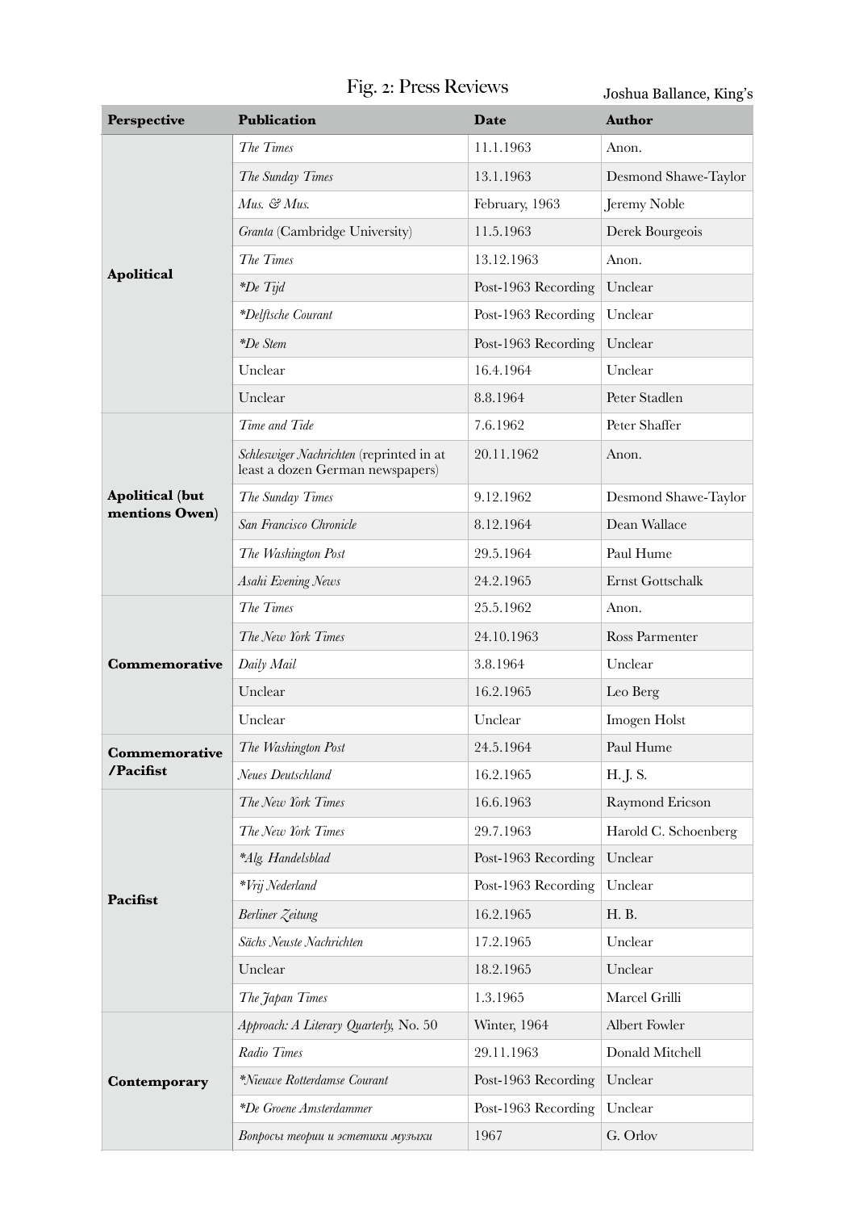# Fig. 2: Press Reviews

Joshua Ballance, King's

| Perspective | Publication | Date | Author |
|---|---|---|---|
| **Apolitical** | *The Times* | 11.1.1963 | Anon. |
| | *The Sunday Times* | 13.1.1963 | Desmond Shawe-Taylor |
| | *Mus. & Mus.* | February, 1963 | Jeremy Noble |
| | *Granta* (Cambridge University) | 11.5.1963 | Derek Bourgeois |
| | *The Times* | 13.12.1963 | Anon. |
| | **De Tijd* | Post-1963 Recording | Unclear |
| | **Delftsche Courant* | Post-1963 Recording | Unclear |
| | **De Stem* | Post-1963 Recording | Unclear |
| | Unclear | 16.4.1964 | Unclear |
| | Unclear | 8.8.1964 | Peter Stadlen |
| **Apolitical (but mentions Owen)** | *Time and Tide* | 7.6.1962 | Peter Shaffer |
| | *Schleswiger Nachrichten* (reprinted in at least a dozen German newspapers) | 20.11.1962 | Anon. |
| | *The Sunday Times* | 9.12.1962 | Desmond Shawe-Taylor |
| | *San Francisco Chronicle* | 8.12.1964 | Dean Wallace |
| | *The Washington Post* | 29.5.1964 | Paul Hume |
| | *Asahi Evening News* | 24.2.1965 | Ernst Gottschalk |
| **Commemorative** | *The Times* | 25.5.1962 | Anon. |
| | *The New York Times* | 24.10.1963 | Ross Parmenter |
| | *Daily Mail* | 3.8.1964 | Unclear |
| | Unclear | 16.2.1965 | Leo Berg |
| | Unclear | Unclear | Imogen Holst |
| **Commemorative /Pacifist** | *The Washington Post* | 24.5.1964 | Paul Hume |
| | *Neues Deutschland* | 16.2.1965 | H. J. S. |
| **Pacifist** | *The New York Times* | 16.6.1963 | Raymond Ericson |
| | *The New York Times* | 29.7.1963 | Harold C. Schoenberg |
| | **Alg. Handelsblad* | Post-1963 Recording | Unclear |
| | **Vrij Nederland* | Post-1963 Recording | Unclear |
| | *Berliner Zeitung* | 16.2.1965 | H. B. |
| | *Sächs Neuste Nachrichten* | 17.2.1965 | Unclear |
| | Unclear | 18.2.1965 | Unclear |
| | *The Japan Times* | 1.3.1965 | Marcel Grilli |
| **Contemporary** | *Approach: A Literary Quarterly,* No. 50 | Winter, 1964 | Albert Fowler |
| | *Radio Times* | 29.11.1963 | Donald Mitchell |
| | **Nieuwe Rotterdamse Courant* | Post-1963 Recording | Unclear |
| | **De Groene Amsterdammer* | Post-1963 Recording | Unclear |
| | *Вопросы теории и эстетики музыки* | 1967 | G. Orlov |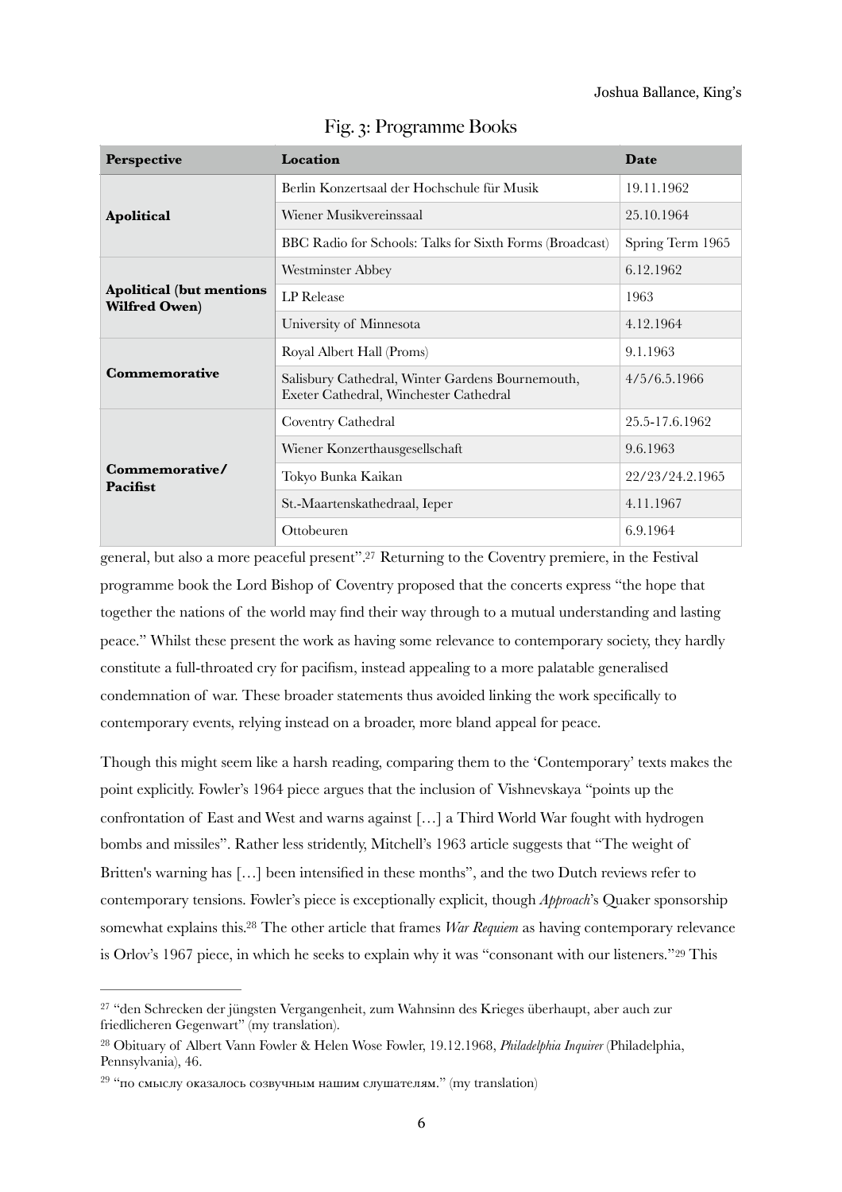Fig. 3: Programme Books

| Perspective | Location | Date |
|---|---|---|
| **Apolitical** | Berlin Konzertsaal der Hochschule für Musik | 19.11.1962 |
| | Wiener Musikvereinssaal | 25.10.1964 |
| | BBC Radio for Schools: Talks for Sixth Forms (Broadcast) | Spring Term 1965 |
| **Apolitical (but mentions Wilfred Owen)** | Westminster Abbey | 6.12.1962 |
| | LP Release | 1963 |
| | University of Minnesota | 4.12.1964 |
| **Commemorative** | Royal Albert Hall (Proms) | 9.1.1963 |
| | Salisbury Cathedral, Winter Gardens Bournemouth, Exeter Cathedral, Winchester Cathedral | 4/5/6.5.1966 |
| **Commemorative/ Pacifist** | Coventry Cathedral | 25.5-17.6.1962 |
| | Wiener Konzerthausgesellschaft | 9.6.1963 |
| | Tokyo Bunka Kaikan | 22/23/24.2.1965 |
| | St.-Maartenskathedraal, Ieper | 4.11.1967 |
| | Ottobeuren | 6.9.1964 |

general, but also a more peaceful present".[27] Returning to the Coventry premiere, in the Festival programme book the Lord Bishop of Coventry proposed that the concerts express "the hope that together the nations of the world may find their way through to a mutual understanding and lasting peace." Whilst these present the work as having some relevance to contemporary society, they hardly constitute a full-throated cry for pacifism, instead appealing to a more palatable generalised condemnation of war. These broader statements thus avoided linking the work specifically to contemporary events, relying instead on a broader, more bland appeal for peace.

Though this might seem like a harsh reading, comparing them to the 'Contemporary' texts makes the point explicitly. Fowler's 1964 piece argues that the inclusion of Vishnevskaya "points up the confrontation of East and West and warns against […] a Third World War fought with hydrogen bombs and missiles". Rather less stridently, Mitchell's 1963 article suggests that "The weight of Britten's warning has […] been intensified in these months", and the two Dutch reviews refer to contemporary tensions. Fowler's piece is exceptionally explicit, though *Approach*'s Quaker sponsorship somewhat explains this.[28] The other article that frames *War Requiem* as having contemporary relevance is Orlov's 1967 piece, in which he seeks to explain why it was "consonant with our listeners."[29] This

---

[27] "den Schrecken der jüngsten Vergangenheit, zum Wahnsinn des Krieges überhaupt, aber auch zur friedlicheren Gegenwart" (my translation).

[28] Obituary of Albert Vann Fowler & Helen Wose Fowler, 19.12.1968, *Philadelphia Inquirer* (Philadelphia, Pennsylvania), 46.

[29] "по смыслу оказалось созвучным нашим слушателям." (my translation)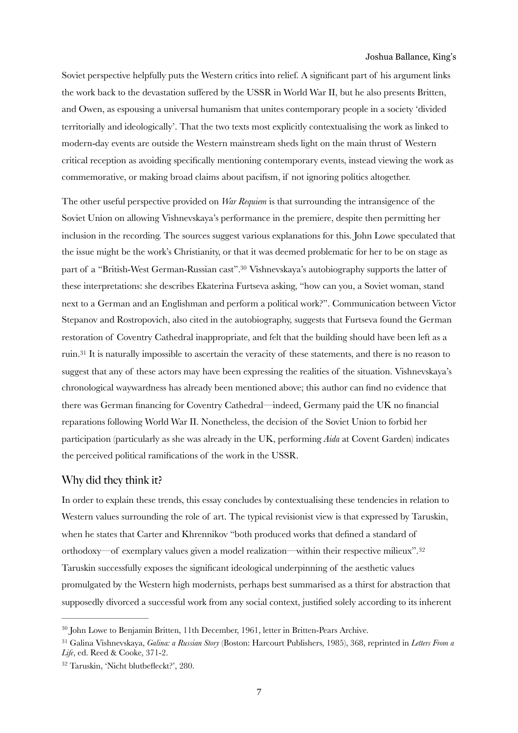Soviet perspective helpfully puts the Western critics into relief. A significant part of his argument links the work back to the devastation suffered by the USSR in World War II, but he also presents Britten, and Owen, as espousing a universal humanism that unites contemporary people in a society 'divided territorially and ideologically'. That the two texts most explicitly contextualising the work as linked to modern-day events are outside the Western mainstream sheds light on the main thrust of Western critical reception as avoiding specifically mentioning contemporary events, instead viewing the work as commemorative, or making broad claims about pacifism, if not ignoring politics altogether.

The other useful perspective provided on *War Requiem* is that surrounding the intransigence of the Soviet Union on allowing Vishnevskaya's performance in the premiere, despite then permitting her inclusion in the recording. The sources suggest various explanations for this. John Lowe speculated that the issue might be the work's Christianity, or that it was deemed problematic for her to be on stage as part of a "British-West German-Russian cast".[30] Vishnevskaya's autobiography supports the latter of these interpretations: she describes Ekaterina Furtseva asking, "how can you, a Soviet woman, stand next to a German and an Englishman and perform a political work?". Communication between Victor Stepanov and Rostropovich, also cited in the autobiography, suggests that Furtseva found the German restoration of Coventry Cathedral inappropriate, and felt that the building should have been left as a ruin.[31] It is naturally impossible to ascertain the veracity of these statements, and there is no reason to suggest that any of these actors may have been expressing the realities of the situation. Vishnevskaya's chronological waywardness has already been mentioned above; this author can find no evidence that there was German financing for Coventry Cathedral—indeed, Germany paid the UK no financial reparations following World War II. Nonetheless, the decision of the Soviet Union to forbid her participation (particularly as she was already in the UK, performing *Aida* at Covent Garden) indicates the perceived political ramifications of the work in the USSR.

## Why did they think it?

In order to explain these trends, this essay concludes by contextualising these tendencies in relation to Western values surrounding the role of art. The typical revisionist view is that expressed by Taruskin, when he states that Carter and Khrennikov "both produced works that defined a standard of orthodoxy—of exemplary values given a model realization—within their respective milieux".[32] Taruskin successfully exposes the significant ideological underpinning of the aesthetic values promulgated by the Western high modernists, perhaps best summarised as a thirst for abstraction that supposedly divorced a successful work from any social context, justified solely according to its inherent

---

[30] John Lowe to Benjamin Britten, 11th December, 1961, letter in Britten-Pears Archive.

[31] Galina Vishnevskaya, *Galina: a Russian Story* (Boston: Harcourt Publishers, 1985), 368, reprinted in *Letters From a Life*, ed. Reed & Cooke, 371-2.

[32] Taruskin, 'Nicht blutbefleckt?', 280.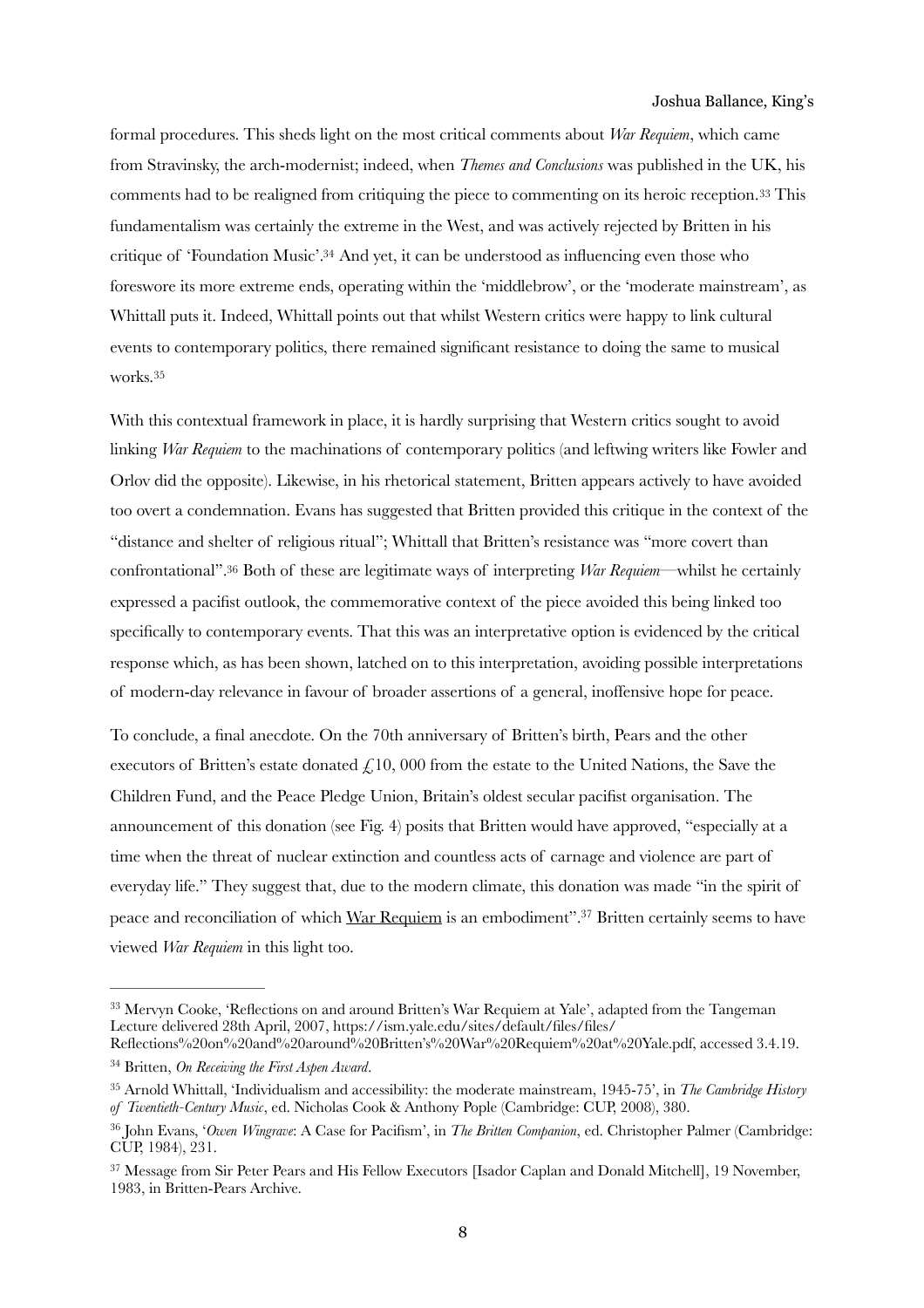formal procedures. This sheds light on the most critical comments about *War Requiem*, which came from Stravinsky, the arch-modernist; indeed, when *Themes and Conclusions* was published in the UK, his comments had to be realigned from critiquing the piece to commenting on its heroic reception.[33] This fundamentalism was certainly the extreme in the West, and was actively rejected by Britten in his critique of 'Foundation Music'.[34] And yet, it can be understood as influencing even those who foreswore its more extreme ends, operating within the 'middlebrow', or the 'moderate mainstream', as Whittall puts it. Indeed, Whittall points out that whilst Western critics were happy to link cultural events to contemporary politics, there remained significant resistance to doing the same to musical works.[35]

With this contextual framework in place, it is hardly surprising that Western critics sought to avoid linking *War Requiem* to the machinations of contemporary politics (and leftwing writers like Fowler and Orlov did the opposite). Likewise, in his rhetorical statement, Britten appears actively to have avoided too overt a condemnation. Evans has suggested that Britten provided this critique in the context of the "distance and shelter of religious ritual"; Whittall that Britten's resistance was "more covert than confrontational".[36] Both of these are legitimate ways of interpreting *War Requiem*—whilst he certainly expressed a pacifist outlook, the commemorative context of the piece avoided this being linked too specifically to contemporary events. That this was an interpretative option is evidenced by the critical response which, as has been shown, latched on to this interpretation, avoiding possible interpretations of modern-day relevance in favour of broader assertions of a general, inoffensive hope for peace.

To conclude, a final anecdote. On the 70th anniversary of Britten's birth, Pears and the other executors of Britten's estate donated £10, 000 from the estate to the United Nations, the Save the Children Fund, and the Peace Pledge Union, Britain's oldest secular pacifist organisation. The announcement of this donation (see Fig. 4) posits that Britten would have approved, "especially at a time when the threat of nuclear extinction and countless acts of carnage and violence are part of everyday life." They suggest that, due to the modern climate, this donation was made "in the spirit of peace and reconciliation of which War Requiem is an embodiment".[37] Britten certainly seems to have viewed *War Requiem* in this light too.

---

[33] Mervyn Cooke, 'Reflections on and around Britten's War Requiem at Yale', adapted from the Tangeman Lecture delivered 28th April, 2007, https://ism.yale.edu/sites/default/files/files/Reflections%20on%20and%20around%20Britten's%20War%20Requiem%20at%20Yale.pdf, accessed 3.4.19.

[34] Britten, *On Receiving the First Aspen Award*.

[35] Arnold Whittall, 'Individualism and accessibility: the moderate mainstream, 1945-75', in *The Cambridge History of Twentieth-Century Music*, ed. Nicholas Cook & Anthony Pople (Cambridge: CUP, 2008), 380.

[36] John Evans, '*Owen Wingrave*: A Case for Pacifism', in *The Britten Companion*, ed. Christopher Palmer (Cambridge: CUP, 1984), 231.

[37] Message from Sir Peter Pears and His Fellow Executors [Isador Caplan and Donald Mitchell], 19 November, 1983, in Britten-Pears Archive.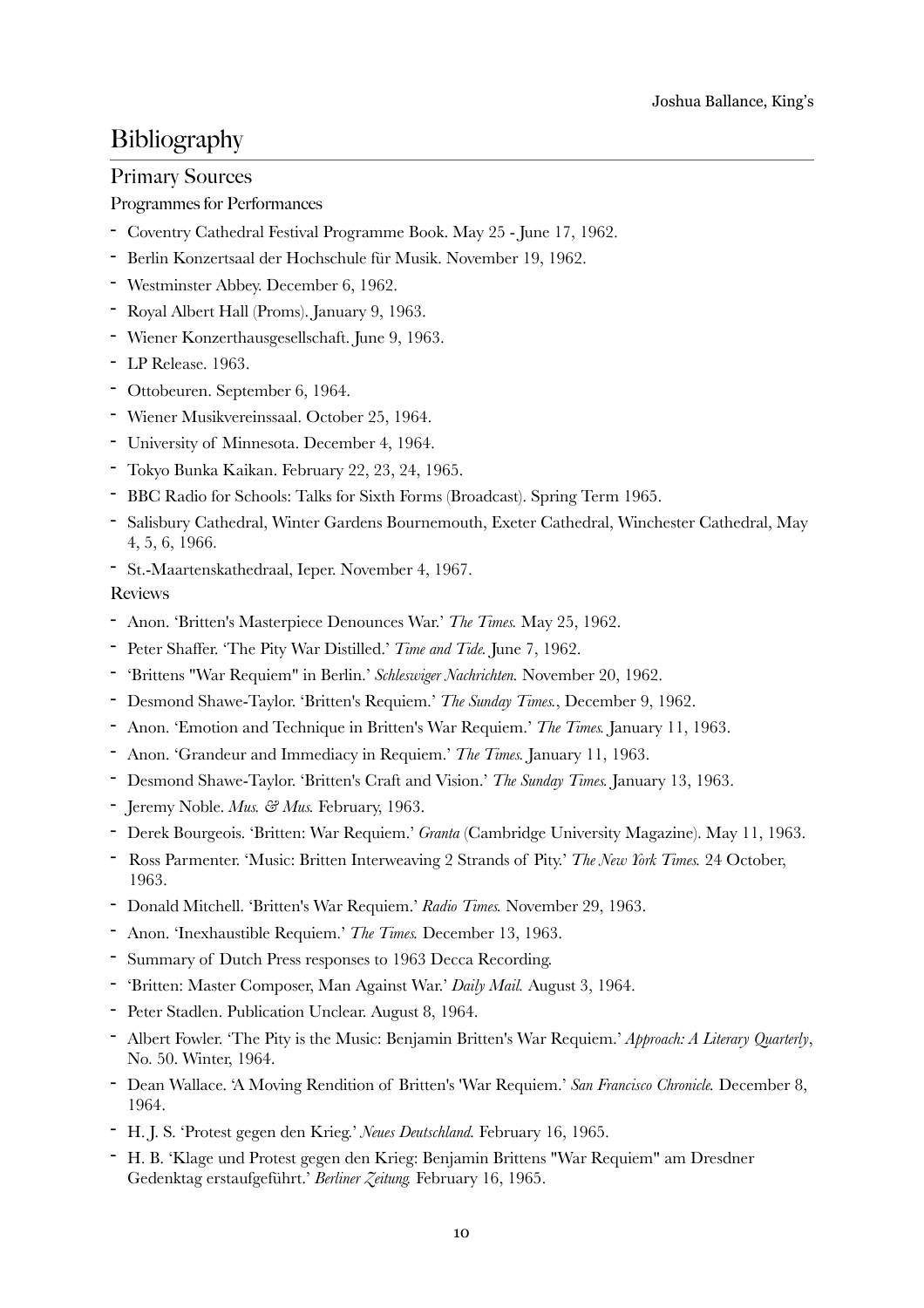# Bibliography

## Primary Sources

### Programmes for Performances

- Coventry Cathedral Festival Programme Book. May 25 - June 17, 1962.
- Berlin Konzertsaal der Hochschule für Musik. November 19, 1962.
- Westminster Abbey. December 6, 1962.
- Royal Albert Hall (Proms). January 9, 1963.
- Wiener Konzerthausgesellschaft. June 9, 1963.
- LP Release. 1963.
- Ottobeuren. September 6, 1964.
- Wiener Musikvereinssaal. October 25, 1964.
- University of Minnesota. December 4, 1964.
- Tokyo Bunka Kaikan. February 22, 23, 24, 1965.
- BBC Radio for Schools: Talks for Sixth Forms (Broadcast). Spring Term 1965.
- Salisbury Cathedral, Winter Gardens Bournemouth, Exeter Cathedral, Winchester Cathedral, May 4, 5, 6, 1966.
- St.-Maartenskathedraal, Ieper. November 4, 1967.

### Reviews

- Anon. 'Britten's Masterpiece Denounces War.' *The Times.* May 25, 1962.
- Peter Shaffer. 'The Pity War Distilled.' *Time and Tide.* June 7, 1962.
- 'Brittens "War Requiem" in Berlin.' *Schleswiger Nachrichten.* November 20, 1962.
- Desmond Shawe-Taylor. 'Britten's Requiem.' *The Sunday Times.*, December 9, 1962.
- Anon. 'Emotion and Technique in Britten's War Requiem.' *The Times.* January 11, 1963.
- Anon. 'Grandeur and Immediacy in Requiem.' *The Times.* January 11, 1963.
- Desmond Shawe-Taylor. 'Britten's Craft and Vision.' *The Sunday Times.* January 13, 1963.
- Jeremy Noble. *Mus. & Mus.* February, 1963.
- Derek Bourgeois. 'Britten: War Requiem.' *Granta* (Cambridge University Magazine). May 11, 1963.
- Ross Parmenter. 'Music: Britten Interweaving 2 Strands of Pity.' *The New York Times.* 24 October, 1963.
- Donald Mitchell. 'Britten's War Requiem.' *Radio Times.* November 29, 1963.
- Anon. 'Inexhaustible Requiem.' *The Times.* December 13, 1963.
- Summary of Dutch Press responses to 1963 Decca Recording.
- 'Britten: Master Composer, Man Against War.' *Daily Mail.* August 3, 1964.
- Peter Stadlen. Publication Unclear. August 8, 1964.
- Albert Fowler. 'The Pity is the Music: Benjamin Britten's War Requiem.' *Approach: A Literary Quarterly*, No. 50. Winter, 1964.
- Dean Wallace. 'A Moving Rendition of Britten's 'War Requiem.' *San Francisco Chronicle.* December 8, 1964.
- H. J. S. 'Protest gegen den Krieg.' *Neues Deutschland.* February 16, 1965.
- H. B. 'Klage und Protest gegen den Krieg: Benjamin Brittens "War Requiem" am Dresdner Gedenktag erstaufgeführt.' *Berliner Zeitung.* February 16, 1965.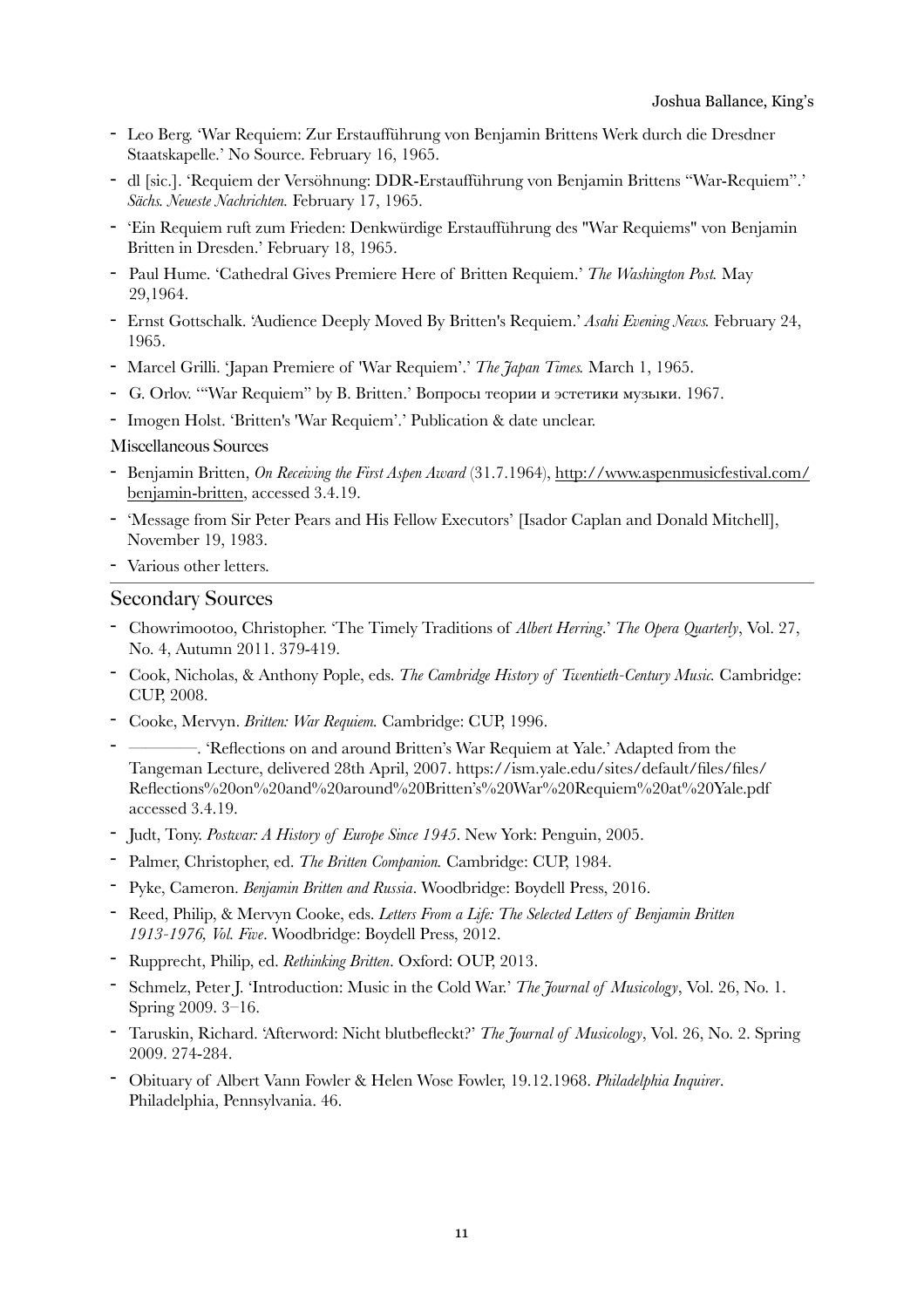- Leo Berg. 'War Requiem: Zur Erstaufführung von Benjamin Brittens Werk durch die Dresdner Staatskapelle.' No Source. February 16, 1965.
- dl [sic.]. 'Requiem der Versöhnung: DDR-Erstaufführung von Benjamin Brittens "War-Requiem".' *Sächs. Neueste Nachrichten.* February 17, 1965.
- 'Ein Requiem ruft zum Frieden: Denkwürdige Erstaufführung des "War Requiems" von Benjamin Britten in Dresden.' February 18, 1965.
- Paul Hume. 'Cathedral Gives Premiere Here of Britten Requiem.' *The Washington Post.* May 29,1964.
- Ernst Gottschalk. 'Audience Deeply Moved By Britten's Requiem.' *Asahi Evening News.* February 24, 1965.
- Marcel Grilli. 'Japan Premiere of 'War Requiem'.' *The Japan Times.* March 1, 1965.
- G. Orlov. '"War Requiem" by B. Britten.' Вопросы теории и эстетики музыки. 1967.
- Imogen Holst. 'Britten's 'War Requiem'.' Publication & date unclear.

Miscellaneous Sources

- Benjamin Britten, *On Receiving the First Aspen Award* (31.7.1964), http://www.aspenmusicfestival.com/benjamin-britten, accessed 3.4.19.
- 'Message from Sir Peter Pears and His Fellow Executors' [Isador Caplan and Donald Mitchell], November 19, 1983.
- Various other letters.

## Secondary Sources

- Chowrimootoo, Christopher. 'The Timely Traditions of *Albert Herring*.' *The Opera Quarterly*, Vol. 27, No. 4, Autumn 2011. 379-419.
- Cook, Nicholas, & Anthony Pople, eds. *The Cambridge History of Twentieth-Century Music.* Cambridge: CUP, 2008.
- Cooke, Mervyn. *Britten: War Requiem.* Cambridge: CUP, 1996.
- ———. 'Reflections on and around Britten's War Requiem at Yale.' Adapted from the Tangeman Lecture, delivered 28th April, 2007. https://ism.yale.edu/sites/default/files/files/Reflections%20on%20and%20around%20Britten's%20War%20Requiem%20at%20Yale.pdf accessed 3.4.19.
- Judt, Tony. *Postwar: A History of Europe Since 1945*. New York: Penguin, 2005.
- Palmer, Christopher, ed. *The Britten Companion.* Cambridge: CUP, 1984.
- Pyke, Cameron. *Benjamin Britten and Russia*. Woodbridge: Boydell Press, 2016.
- Reed, Philip, & Mervyn Cooke, eds. *Letters From a Life: The Selected Letters of Benjamin Britten 1913-1976, Vol. Five*. Woodbridge: Boydell Press, 2012.
- Rupprecht, Philip, ed. *Rethinking Britten*. Oxford: OUP, 2013.
- Schmelz, Peter J. 'Introduction: Music in the Cold War.' *The Journal of Musicology*, Vol. 26, No. 1. Spring 2009. 3–16.
- Taruskin, Richard. 'Afterword: Nicht blutbefleckt?' *The Journal of Musicology*, Vol. 26, No. 2. Spring 2009. 274-284.
- Obituary of Albert Vann Fowler & Helen Wose Fowler, 19.12.1968. *Philadelphia Inquirer*. Philadelphia, Pennsylvania. 46.